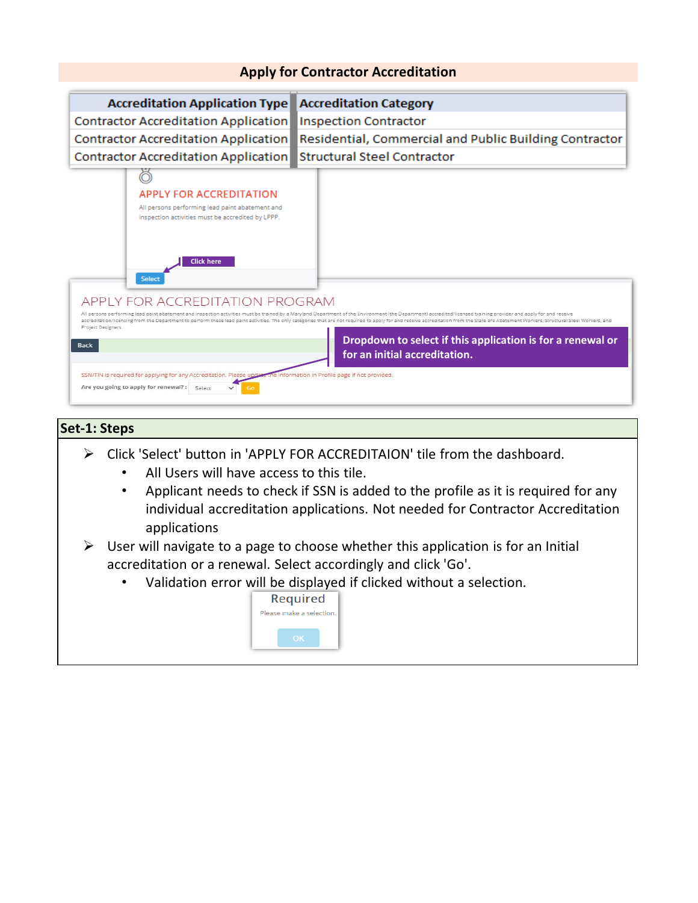## Apply for Contractor Accreditation

| Accreditation Application Type | Accreditation Category |
| --- | --- |
| Contractor Accreditation Application | Inspection Contractor |
| Contractor Accreditation Application | Residential, Commercial and Public Building Contractor |
| Contractor Accreditation Application | Structural Steel Contractor |

APPLY FOR ACCREDITATION

All persons performing lead paint abatement and inspection activities must be accredited by LPPP.

Click here

Select

APPLY FOR ACCREDITATION PROGRAM

All persons performing lead paint abatement and inspection activities must be trained by a Maryland Department of the Environment (the Department) accredited/licensed training provider and apply for and receive accreditation/licensing from the Department to perform these lead paint activities. The only categories that are not required to apply for and receive accreditation from the State are Abatement Workers, Structural Steel Workers, and Project Designers.

Back

**Dropdown to select if this application is for a renewal or for an initial accreditation.**

SSN/TIN is required for applying for any Accreditation. Please update the information in Profile page if not provided.

Are you going to apply for renewal? : Select Go

### Set-1: Steps

- Click 'Select' button in 'APPLY FOR ACCREDITAION' tile from the dashboard.
  - All Users will have access to this tile.
  - Applicant needs to check if SSN is added to the profile as it is required for any individual accreditation applications. Not needed for Contractor Accreditation applications
- User will navigate to a page to choose whether this application is for an Initial accreditation or a renewal. Select accordingly and click 'Go'.
  - Validation error will be displayed if clicked without a selection.

Required

Please make a selection.

OK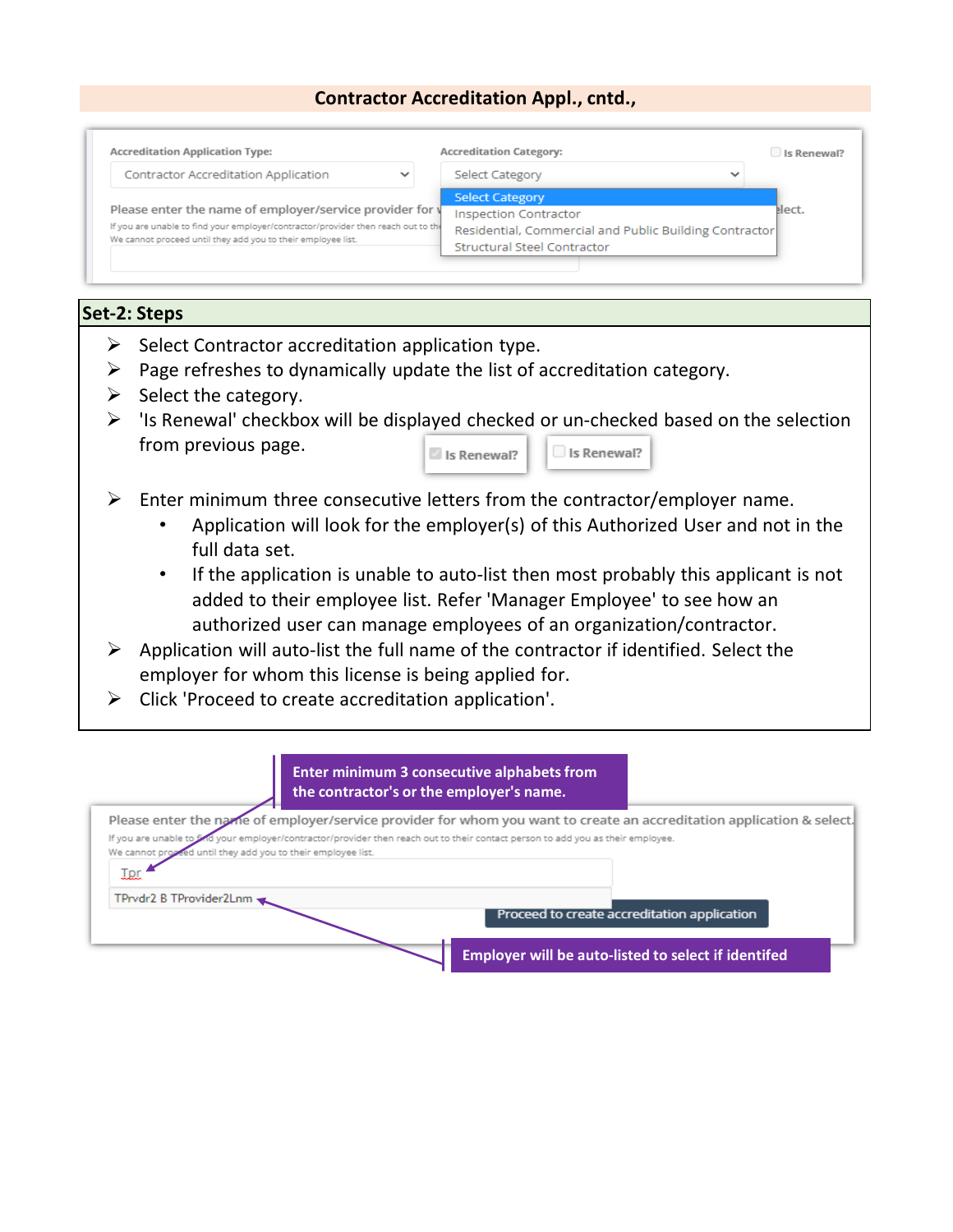## Contractor Accreditation Appl., cntd.,

Accreditation Application Type: Contractor Accreditation Application

Accreditation Category: Select Category

- Select Category
- Inspection Contractor
- Residential, Commercial and Public Building Contractor
- Structural Steel Contractor

Is Renewal?

Please enter the name of employer/service provider for whom you want to create an accreditation application & select.

If you are unable to find your employer/contractor/provider then reach out to their contact person to add you as their employee. We cannot proceed until they add you to their employee list.

### Set-2: Steps

- Select Contractor accreditation application type.
- Page refreshes to dynamically update the list of accreditation category.
- Select the category.
- 'Is Renewal' checkbox will be displayed checked or un-checked based on the selection from previous page. (Is Renewal? / Is Renewal?)
- Enter minimum three consecutive letters from the contractor/employer name.
  - Application will look for the employer(s) of this Authorized User and not in the full data set.
  - If the application is unable to auto-list then most probably this applicant is not added to their employee list. Refer 'Manager Employee' to see how an authorized user can manage employees of an organization/contractor.
- Application will auto-list the full name of the contractor if identified. Select the employer for whom this license is being applied for.
- Click 'Proceed to create accreditation application'.

**Enter minimum 3 consecutive alphabets from the contractor's or the employer's name.**

Please enter the name of employer/service provider for whom you want to create an accreditation application & select.

If you are unable to find your employer/contractor/provider then reach out to their contact person to add you as their employee.
We cannot proceed until they add you to their employee list.

Tpr

TPrvdr2 B TProvider2Lnm

Proceed to create accreditation application

**Employer will be auto-listed to select if identifed**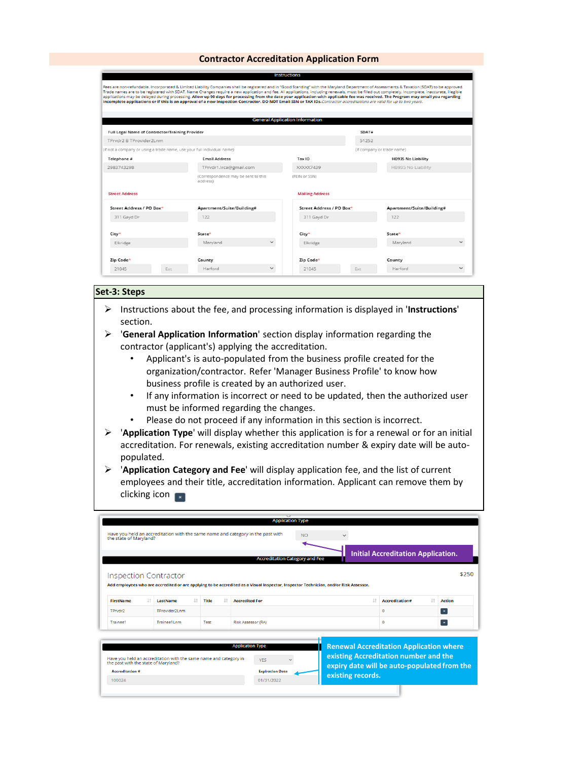## Contractor Accreditation Application Form

**Instructions**

Fees are non-refundable. Incorporated & Limited Liability Companies shall be registered and in "Good Standing" with the Maryland Department of Assessments & Taxation (SDAT) to be approved. Trade names are to be registered with SDAT. Name Changes require a new application and fee. All applications, including renewals, must be filled out completely. Incomplete, inaccurate, illegible applications may be delayed during processing. **Allow up 90 days for processing from the date your application with applicable fee was received. The Program may email you regarding incomplete applications or if this is an approval of a new Inspection Contractor. DO NOT Email SSN or TAX IDs.** *Contractor accreditations are valid for up to two years.*

**General Application Information**

| Field | Value |
|---|---|
| Full Legal Name of Contractor/Training Provider | TPrvdr2 B TProvider2Lnm (If not a company or using a trade name, use your full individual name) |
| SDAT# | 51252 (If company or trade name) |
| Telephone # | 2983743298 |
| Email Address | TPrvdr1.lrca@gmail.com (Correspondence may be sent to this address) |
| Tax ID | XXXXX7439 (FEIN or SSN) |
| HB935 No Liability | HB935 No Liability |

| | Street Address | Mailing Address |
|---|---|---|
| Street Address / PO Box* | 311 Gayd Dr | 311 Gayd Dr |
| Apartment/Suite/Building# | 122 | 122 |
| City* | Elkridge | Elkridge |
| State* | Maryland | Maryland |
| Zip Code* | 21045 | 21045 |
| Ext | | |
| County | Harford | Harford |

## Set-3: Steps

- Instructions about the fee, and processing information is displayed in '**Instructions**' section.
- '**General Application Information**' section display information regarding the contractor (applicant's) applying the accreditation.
  - Applicant's is auto-populated from the business profile created for the organization/contractor. Refer 'Manager Business Profile' to know how business profile is created by an authorized user.
  - If any information is incorrect or need to be updated, then the authorized user must be informed regarding the changes.
  - Please do not proceed if any information in this section is incorrect.
- '**Application Type**' will display whether this application is for a renewal or for an initial accreditation. For renewals, existing accreditation number & expiry date will be auto-populated.
- '**Application Category and Fee**' will display application fee, and the list of current employees and their title, accreditation information. Applicant can remove them by clicking icon ×

**Application Type**

Have you held an accreditation with the same name and category in the past with the state of Maryland? NO

**Initial Accreditation Application.**

**Accreditation Category and Fee**

Inspection Contractor — $250

**Add employees who are accredited or are applying to be accredited as a Visual Inspector, Inspector Technician, and/or Risk Assessor.**

| FirstName | LastName | Title | Accredited For | Accreditation# | Action |
|---|---|---|---|---|---|
| TPrvdr2 | TProvider2Lnm | | | 0 | × |
| Trainee1 | Trainee1Lnm | Test | Risk Assessor (RA) | 0 | × |

**Application Type**

Have you held an accreditation with the same name and category in the past with the state of Maryland? YES

| Accreditation # | Expiration Date |
|---|---|
| 100024 | 01/31/2022 |

**Renewal Accreditation Application where existing Accreditation number and the expiry date will be auto-populated from the existing records.**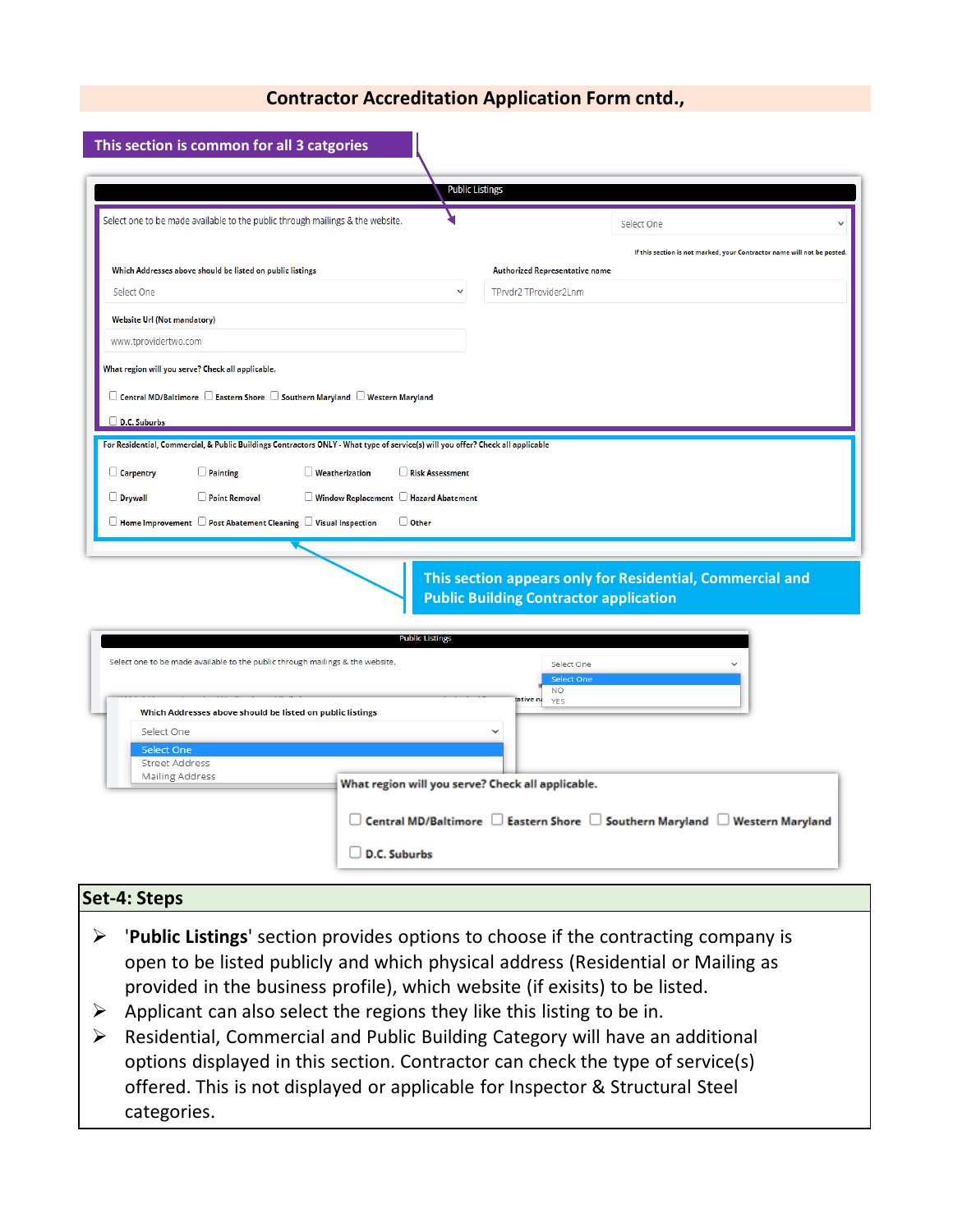## Contractor Accreditation Application Form cntd.,

**This section is common for all 3 catgories**

**Public Listings**

Select one to be made available to the public through mailings & the website. [Select One]

If this section is not marked, your Contractor name will not be posted.

**Which Addresses above should be listed on public listings**

[Select One]

**Authorized Representative name**

TPrvdr2 TProvider2Lnm

**Website Url (Not mandatory)**

www.tprovidertwo.com

**What region will you serve? Check all applicable.**

- ☐ Central MD/Baltimore
- ☐ Eastern Shore
- ☐ Southern Maryland
- ☐ Western Maryland
- ☐ D.C. Suburbs

**For Residential, Commercial, & Public Buildings Contractors ONLY - What type of service(s) will you offer? Check all applicable**

| | | | |
|---|---|---|---|
| ☐ Carpentry | ☐ Painting | ☐ Weatherization | ☐ Risk Assessment |
| ☐ Drywall | ☐ Paint Removal | ☐ Window Replacement | ☐ Hazard Abatement |
| ☐ Home Improvement | ☐ Post Abatement Cleaning | ☐ Visual Inspection | ☐ Other |

**This section appears only for Residential, Commercial and Public Building Contractor application**

**Public Listings**

Select one to be made available to the public through mailings & the website. [Select One / NO / YES]

**Which Addresses above should be listed on public listings**

[Select One / Street Address / Mailing Address]

**What region will you serve? Check all applicable.**

- ☐ Central MD/Baltimore
- ☐ Eastern Shore
- ☐ Southern Maryland
- ☐ Western Maryland
- ☐ D.C. Suburbs

### Set-4: Steps

- '**Public Listings**' section provides options to choose if the contracting company is open to be listed publicly and which physical address (Residential or Mailing as provided in the business profile), which website (if exisits) to be listed.
- Applicant can also select the regions they like this listing to be in.
- Residential, Commercial and Public Building Category will have an additional options displayed in this section. Contractor can check the type of service(s) offered. This is not displayed or applicable for Inspector & Structural Steel categories.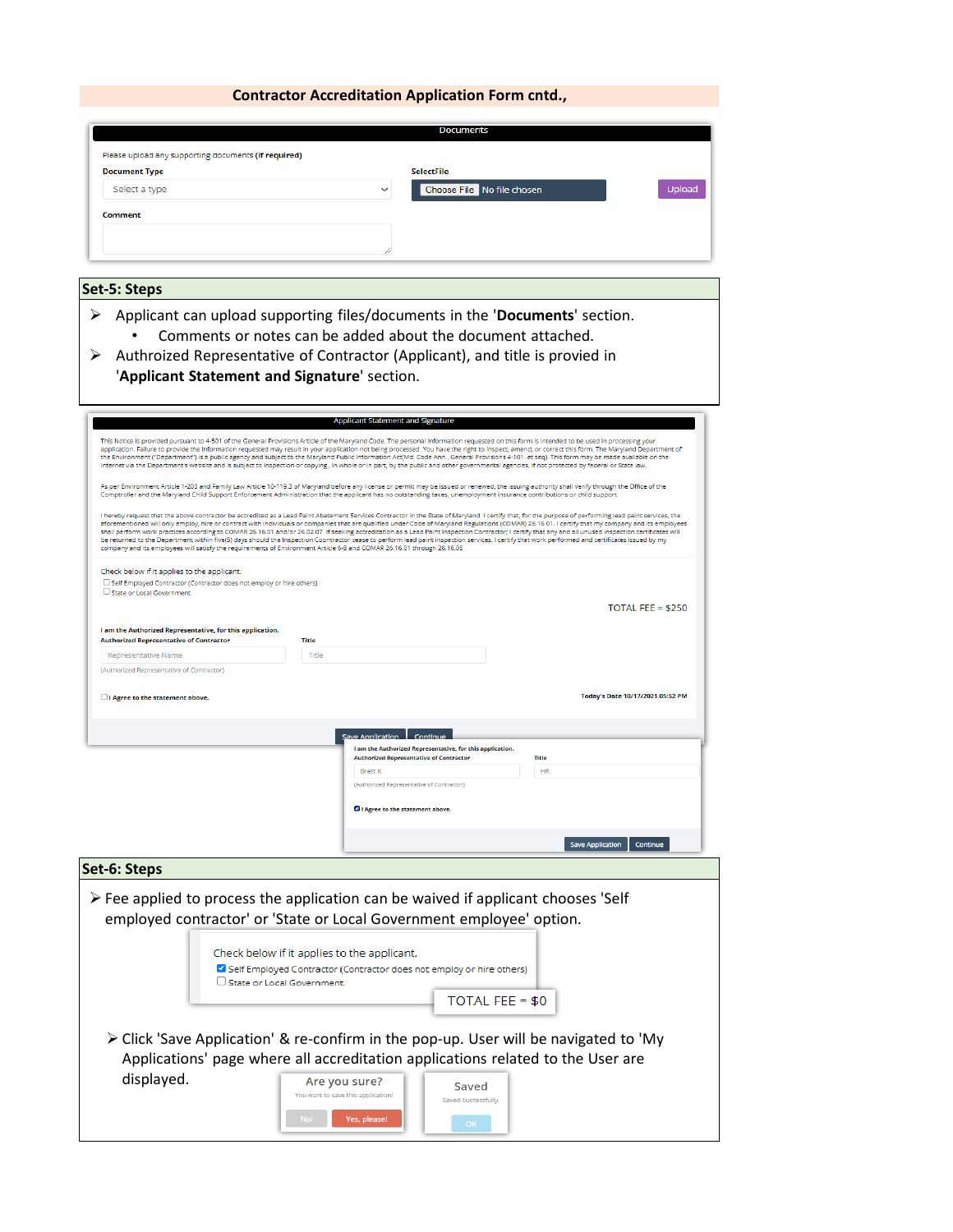## Contractor Accreditation Application Form cntd.,

**Documents**

Please upload any supporting documents (if required)

**Document Type** — Select a type

**SelectFile** — Choose File No file chosen — Upload

**Comment**

### Set-5: Steps

- Applicant can upload supporting files/documents in the '**Documents**' section.
  - Comments or notes can be added about the document attached.
- Authroized Representative of Contractor (Applicant), and title is provied in '**Applicant Statement and Signature**' section.

**Applicant Statement and Signature**

This Notice is provided pursuant to 4-501 of the General Provisions Article of the Maryland Code. The personal information requested on this form is intended to be used in processing your application. Failure to provide the information requested may result in your application not being processed. You have the right to inspect, amend, or correct this form. The Maryland Department of the Environment ("Department") is a public agency and subject to the Maryland Public Information Act(Md. Code Ann., General Provisions 4-101, et seq). This form may be made available on the internet via the Department's website and is subject to inspection or copying, in whole or in part, by the public and other governmental agencies, if not protected by federal or State law.

As per Environment Article 1-203 and Family Law Article 10-119.3 of Maryland before any license or permit may be issued or renewed, the issuing authority shall verify through the Office of the Comptroller and the Maryland Child Support Enforcement Administration that the applicant has no outstanding taxes, unemployment insurance contributions or child support.

I hereby request that the above contractor be accredited as a Lead Paint Abatement Services Contractor in the State of Maryland. I certify that, for the purpose of performing lead paint services, the aforementioned will only employ, hire or contract with individuals or companies that are qualified under Code of Maryland Regulations (COMAR) 26.16.01. I certify that my company and its employees shall perform work practices according to COMAR 26.16.01 and/or 26.02.07. If seeking accreditation as a Lead Paint Inspection Contractor; I certify that any and all unused inspection certificates will be returned to the Department within five(5) days should the Inspection Contractor cease to perform lead paint inspection services. I certify that work performed and certificates issued by my company and its employees will satisfy the requirements of Environment Article 6-8 and COMAR 26.16.01 through 26.16.05

Check below if it applies to the applicant.

- [ ] Self Employed Contractor (Contractor does not employ or hire others)
- [ ] State or Local Government

TOTAL FEE = $250

**I am the Authorized Representative, for this application.**

**Authorized Representative of Contractor** — Representative Name (Authorized Representative of Contractor) | **Title** — Title

- [ ] **I Agree to the statement above.**

**Today's Date 10/17/2021 05:52 PM**

Save Application | Continue

**I am the Authorized Representative, for this application.**

**Authorized Representative of Contractor** — Brett K (Authorized Representative of Contractor) | **Title** — HR

- [x] **I Agree to the statement above.**

Save Application | Continue

### Set-6: Steps

- Fee applied to process the application can be waived if applicant chooses 'Self employed contractor' or 'State or Local Government employee' option.

Check below if it applies to the applicant.

- [x] Self Employed Contractor (Contractor does not employ or hire others)
- [ ] State or Local Government

TOTAL FEE = $0

- Click 'Save Application' & re-confirm in the pop-up. User will be navigated to 'My Applications' page where all accreditation applications related to the User are displayed.

Are you sure? — You want to save this application! — No! | Yes, please!

Saved — Saved Successfully. — OK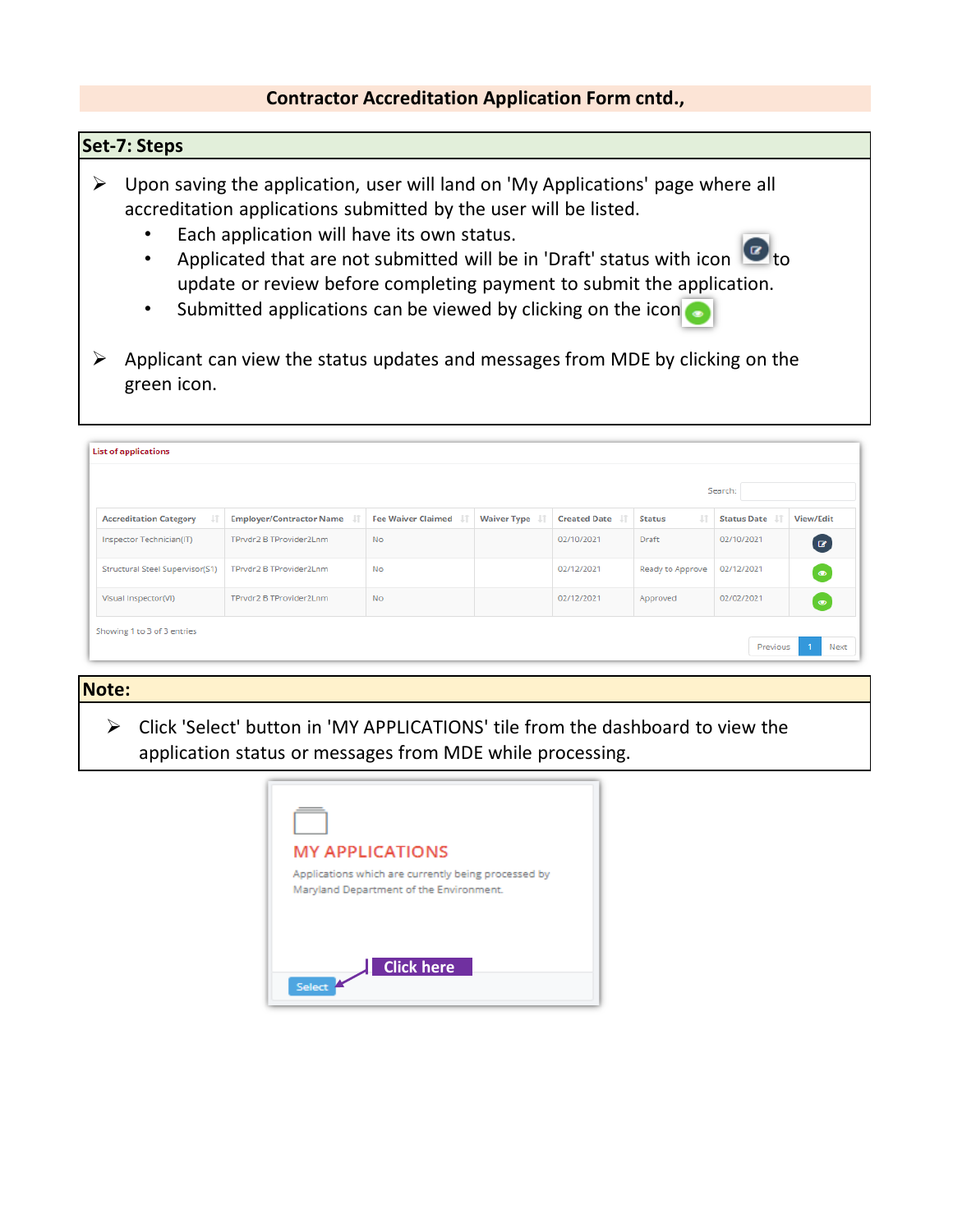## Contractor Accreditation Application Form cntd.,

### Set-7: Steps

- Upon saving the application, user will land on 'My Applications' page where all accreditation applications submitted by the user will be listed.
  - Each application will have its own status.
  - Applicated that are not submitted will be in 'Draft' status with icon to update or review before completing payment to submit the application.
  - Submitted applications can be viewed by clicking on the icon
- Applicant can view the status updates and messages from MDE by clicking on the green icon.

**List of applications**

Search:

| Accreditation Category | Employer/Contractor Name | Fee Waiver Claimed | Waiver Type | Created Date | Status | Status Date | View/Edit |
|---|---|---|---|---|---|---|---|
| Inspector Technician(IT) | TPrvdr2 B TProvider2Lnm | No | | 02/10/2021 | Draft | 02/10/2021 | |
| Structural Steel Supervisor(S1) | TPrvdr2 B TProvider2Lnm | No | | 02/12/2021 | Ready to Approve | 02/12/2021 | |
| Visual Inspector(VI) | TPrvdr2 B TProvider2Lnm | No | | 02/12/2021 | Approved | 02/02/2021 | |

Showing 1 to 3 of 3 entries

Previous 1 Next

### Note:

- Click 'Select' button in 'MY APPLICATIONS' tile from the dashboard to view the application status or messages from MDE while processing.

**MY APPLICATIONS**

Applications which are currently being processed by Maryland Department of the Environment.

Select — Click here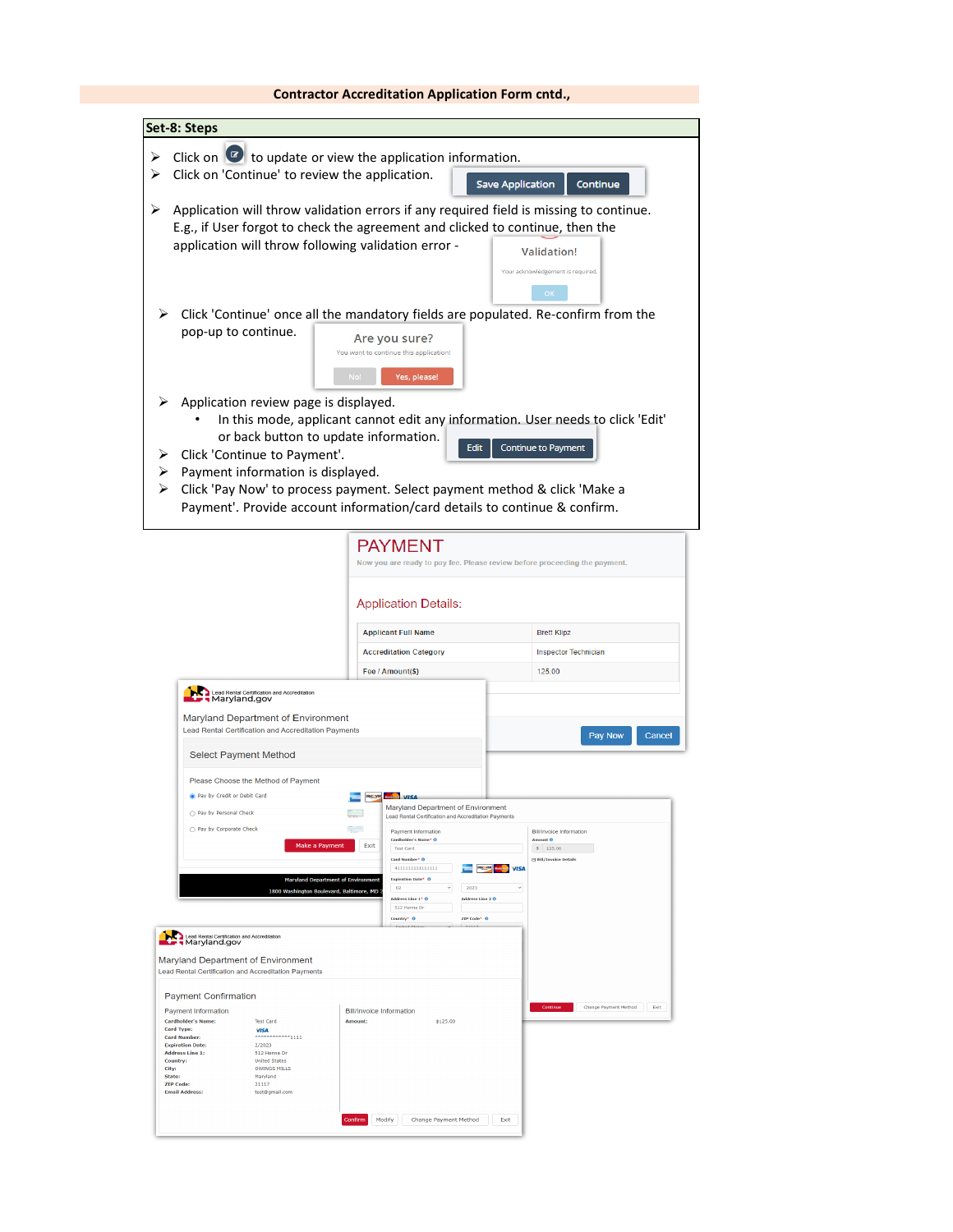**Contractor Accreditation Application Form cntd.,**

## Set-8: Steps

- Click on to update or view the application information.
- Click on 'Continue' to review the application.

Save Application | Continue

- Application will throw validation errors if any required field is missing to continue. E.g., if User forgot to check the agreement and clicked to continue, then the application will throw following validation error -

Validation!
Your acknowledgement is required.
OK

- Click 'Continue' once all the mandatory fields are populated. Re-confirm from the pop-up to continue.

Are you sure?
You want to continue this application!
No! | Yes, please!

- Application review page is displayed.
  - In this mode, applicant cannot edit any information. User needs to click 'Edit' or back button to update information.

Edit | Continue to Payment

- Click 'Continue to Payment'.
- Payment information is displayed.
- Click 'Pay Now' to process payment. Select payment method & click 'Make a Payment'. Provide account information/card details to continue & confirm.

**PAYMENT**

Now you are ready to pay fee. Please review before proceeding the payment.

Application Details:

| Applicant Full Name | Brett Klipz |
|---|---|
| Accreditation Category | Inspector Technician |
| Fee / Amount($) | 125.00 |

Pay Now | Cancel

Lead Rental Certification and Accreditation
Maryland.gov

Maryland Department of Environment
Lead Rental Certification and Accreditation Payments

Select Payment Method

Please Choose the Method of Payment
- Pay by Credit or Debit Card
- Pay by Personal Check
- Pay by Corporate Check

Make a Payment | Exit

Maryland Department of Environment
1800 Washington Boulevard, Baltimore, MD

Maryland Department of Environment
Lead Rental Certification and Accreditation Payments

Payment Information
Cardholder's Name*: Test Card
Card Number*: 4111111111111111
Expiration Date*: 02 / 2023
Address Line 1*: 512 Henne Dr
Address Line 2
Country*
ZIP Code*

Bill/Invoice Information
Amount: $ 125.00
Bill/Invoice Details

Continue | Change Payment Method | Exit

Lead Rental Certification and Accreditation
Maryland.gov

Maryland Department of Environment
Lead Rental Certification and Accreditation Payments

Payment Confirmation

Payment Information

| | |
|---|---|
| Cardholder's Name: | Test Card |
| Card Type: | VISA |
| Card Number: | ************1111 |
| Expiration Date: | 2/2023 |
| Address Line 1: | 512 Henne Dr |
| Country: | United States |
| City: | OWINGS MILLS |
| State: | Maryland |
| ZIP Code: | 21117 |
| Email Address: | test@gmail.com |

Bill/Invoice Information

| | |
|---|---|
| Amount: | $125.00 |

Confirm | Modify | Change Payment Method | Exit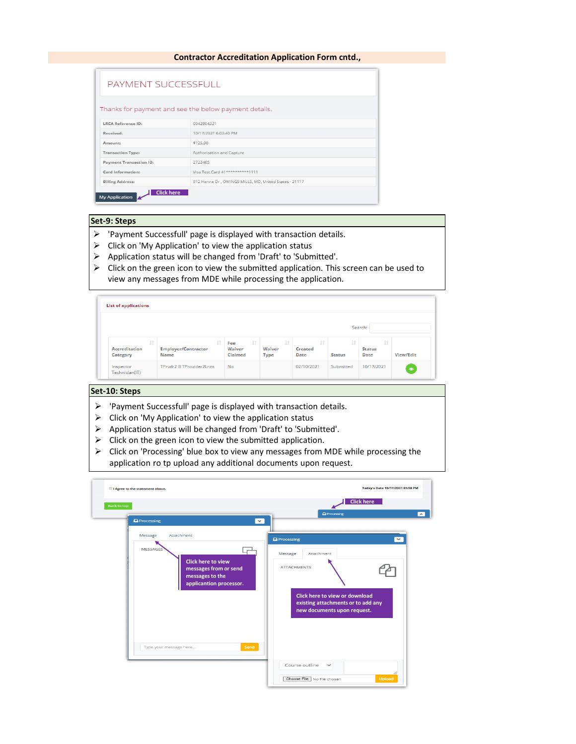**Contractor Accreditation Application Form cntd.,**

PAYMENT SUCCESSFULL

Thanks for payment and see the below payment details.

| | |
|---|---|
| LRCA Reference ID: | 0042904331 |
| Received: | 10/17/2021 6:03:40 PM |
| Amount: | $125.00 |
| Transaction Type: | Authorization and Capture |
| Payment Transaction ID: | 2722465 |
| Card Information: | Visa Test Card 41***********1111 |
| Billing Address: | 512 Henne Dr , OWINGS MILLS, MD, United States - 21117 |

My Application

Click here

## Set-9: Steps

- 'Payment Successfull' page is displayed with transaction details.
- Click on 'My Application' to view the application status
- Application status will be changed from 'Draft' to 'Submitted'.
- Click on the green icon to view the submitted application. This screen can be used to view any messages from MDE while processing the application.

List of applications

Search:

| Accreditation Category | Employer/Contractor Name | Fee Waiver Claimed | Waiver Type | Created Date | Status | Status Date | View/Edit |
|---|---|---|---|---|---|---|---|
| Inspector Technician(IT) | TPrvdr2 B TProvider2Lnm | No | | 02/10/2021 | Submitted | 10/17/2021 | |

## Set-10: Steps

- 'Payment Successfull' page is displayed with transaction details.
- Click on 'My Application' to view the application status
- Application status will be changed from 'Draft' to 'Submitted'.
- Click on the green icon to view the submitted application.
- Click on 'Processing' blue box to view any messages from MDE while processing the application ro tp upload any additional documents upon request.

I Agree to the statement above.

Today's Date 10/17/2021 05:58 PM

Back to top

Click here

Processing

Message | Attachment

MESSAGES

Click here to view messages from or send messages to the application processor.

Type your message here... Send

Processing

Message | Attachment

ATTACHMENTS

Click here to view or download existing attachments or to add any new documents upon request.

Course outline

Choose File No file chosen Upload